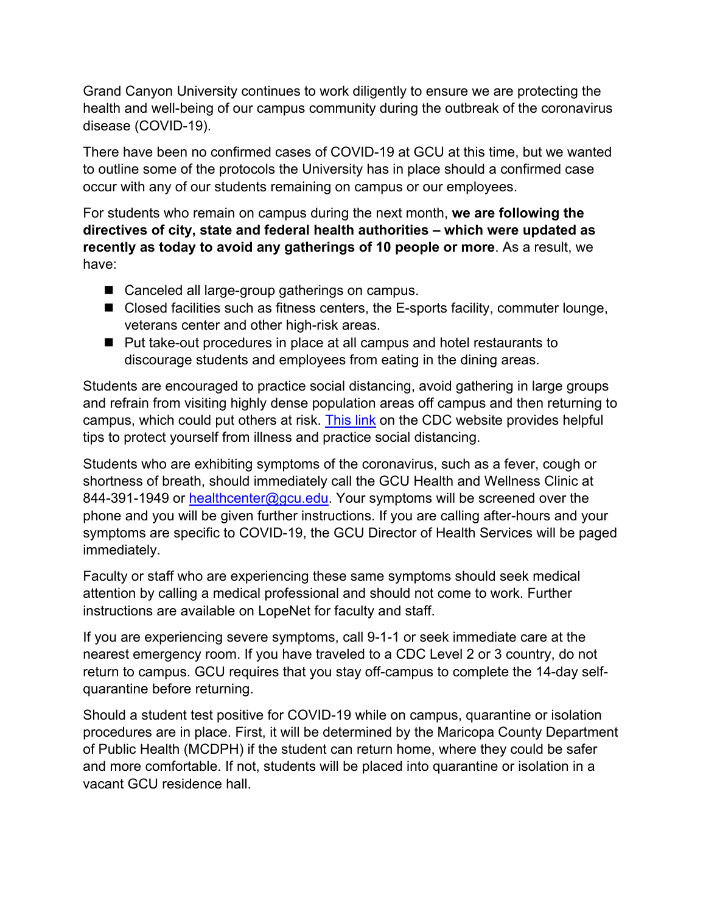Grand Canyon University continues to work diligently to ensure we are protecting the health and well-being of our campus community during the outbreak of the coronavirus disease (COVID-19).

There have been no confirmed cases of COVID-19 at GCU at this time, but we wanted to outline some of the protocols the University has in place should a confirmed case occur with any of our students remaining on campus or our employees.

For students who remain on campus during the next month, **we are following the directives of city, state and federal health authorities – which were updated as recently as today to avoid any gatherings of 10 people or more**. As a result, we have:

- Canceled all large-group gatherings on campus.
- Closed facilities such as fitness centers, the E-sports facility, commuter lounge, veterans center and other high-risk areas.
- Put take-out procedures in place at all campus and hotel restaurants to discourage students and employees from eating in the dining areas.

Students are encouraged to practice social distancing, avoid gathering in large groups and refrain from visiting highly dense population areas off campus and then returning to campus, which could put others at risk. This link on the CDC website provides helpful tips to protect yourself from illness and practice social distancing.

Students who are exhibiting symptoms of the coronavirus, such as a fever, cough or shortness of breath, should immediately call the GCU Health and Wellness Clinic at 844-391-1949 or healthcenter@gcu.edu. Your symptoms will be screened over the phone and you will be given further instructions. If you are calling after-hours and your symptoms are specific to COVID-19, the GCU Director of Health Services will be paged immediately.

Faculty or staff who are experiencing these same symptoms should seek medical attention by calling a medical professional and should not come to work. Further instructions are available on LopeNet for faculty and staff.

If you are experiencing severe symptoms, call 9-1-1 or seek immediate care at the nearest emergency room. If you have traveled to a CDC Level 2 or 3 country, do not return to campus. GCU requires that you stay off-campus to complete the 14-day self-quarantine before returning.

Should a student test positive for COVID-19 while on campus, quarantine or isolation procedures are in place. First, it will be determined by the Maricopa County Department of Public Health (MCDPH) if the student can return home, where they could be safer and more comfortable. If not, students will be placed into quarantine or isolation in a vacant GCU residence hall.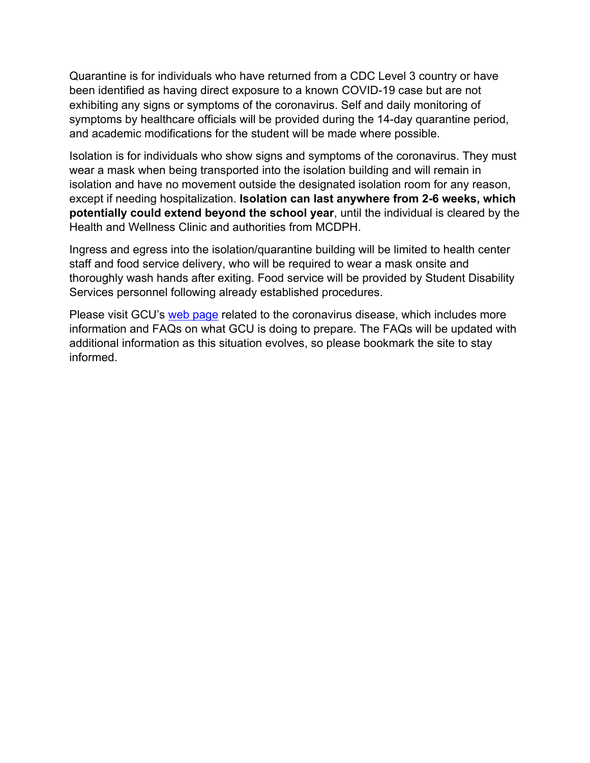Quarantine is for individuals who have returned from a CDC Level 3 country or have been identified as having direct exposure to a known COVID-19 case but are not exhibiting any signs or symptoms of the coronavirus. Self and daily monitoring of symptoms by healthcare officials will be provided during the 14-day quarantine period, and academic modifications for the student will be made where possible.

Isolation is for individuals who show signs and symptoms of the coronavirus. They must wear a mask when being transported into the isolation building and will remain in isolation and have no movement outside the designated isolation room for any reason, except if needing hospitalization. **Isolation can last anywhere from 2-6 weeks, which potentially could extend beyond the school year**, until the individual is cleared by the Health and Wellness Clinic and authorities from MCDPH.

Ingress and egress into the isolation/quarantine building will be limited to health center staff and food service delivery, who will be required to wear a mask onsite and thoroughly wash hands after exiting. Food service will be provided by Student Disability Services personnel following already established procedures.

Please visit GCU's web page related to the coronavirus disease, which includes more information and FAQs on what GCU is doing to prepare. The FAQs will be updated with additional information as this situation evolves, so please bookmark the site to stay informed.